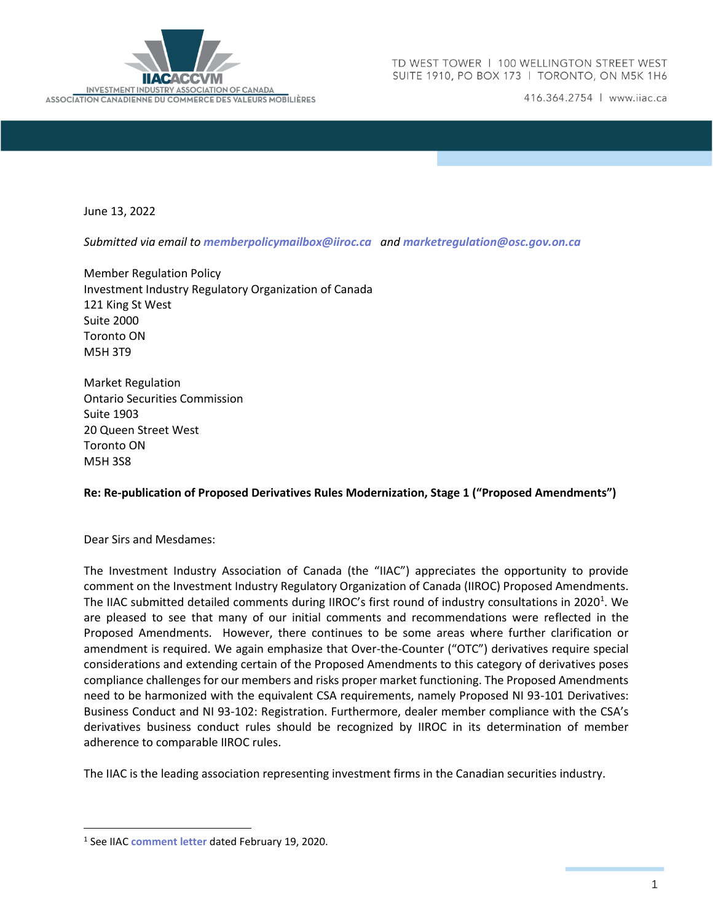IIAC ACCVM
INVESTMENT INDUSTRY ASSOCIATION OF CANADA
ASSOCIATION CANADIENNE DU COMMERCE DES VALEURS MOBILIÈRES

TD WEST TOWER | 100 WELLINGTON STREET WEST
SUITE 1910, PO BOX 173 | TORONTO, ON M5K 1H6

416.364.2754 | www.iiac.ca

June 13, 2022

*Submitted via email to* ***memberpolicymailbox@iiroc.ca*** *and* ***marketregulation@osc.gov.on.ca***

Member Regulation Policy
Investment Industry Regulatory Organization of Canada
121 King St West
Suite 2000
Toronto ON
M5H 3T9

Market Regulation
Ontario Securities Commission
Suite 1903
20 Queen Street West
Toronto ON
M5H 3S8

**Re: Re-publication of Proposed Derivatives Rules Modernization, Stage 1 ("Proposed Amendments")**

Dear Sirs and Mesdames:

The Investment Industry Association of Canada (the "IIAC") appreciates the opportunity to provide comment on the Investment Industry Regulatory Organization of Canada (IIROC) Proposed Amendments. The IIAC submitted detailed comments during IIROC's first round of industry consultations in 2020[1]. We are pleased to see that many of our initial comments and recommendations were reflected in the Proposed Amendments. However, there continues to be some areas where further clarification or amendment is required. We again emphasize that Over-the-Counter ("OTC") derivatives require special considerations and extending certain of the Proposed Amendments to this category of derivatives poses compliance challenges for our members and risks proper market functioning. The Proposed Amendments need to be harmonized with the equivalent CSA requirements, namely Proposed NI 93-101 Derivatives: Business Conduct and NI 93-102: Registration. Furthermore, dealer member compliance with the CSA's derivatives business conduct rules should be recognized by IIROC in its determination of member adherence to comparable IIROC rules.

The IIAC is the leading association representing investment firms in the Canadian securities industry.

[1] See IIAC comment letter dated February 19, 2020.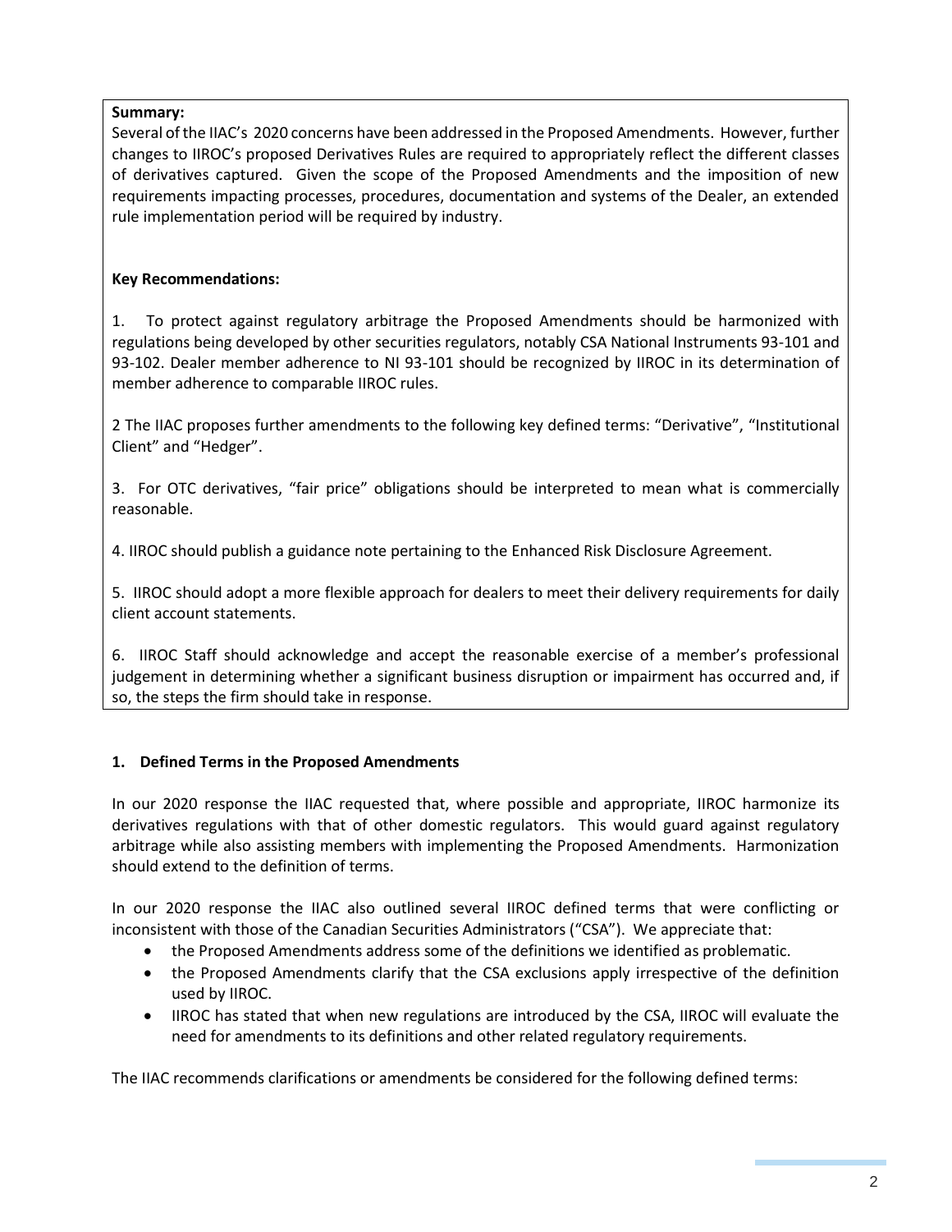**Summary:**

Several of the IIAC's 2020 concerns have been addressed in the Proposed Amendments. However, further changes to IIROC's proposed Derivatives Rules are required to appropriately reflect the different classes of derivatives captured. Given the scope of the Proposed Amendments and the imposition of new requirements impacting processes, procedures, documentation and systems of the Dealer, an extended rule implementation period will be required by industry.

**Key Recommendations:**

1. To protect against regulatory arbitrage the Proposed Amendments should be harmonized with regulations being developed by other securities regulators, notably CSA National Instruments 93-101 and 93-102. Dealer member adherence to NI 93-101 should be recognized by IIROC in its determination of member adherence to comparable IIROC rules.

2 The IIAC proposes further amendments to the following key defined terms: "Derivative", "Institutional Client" and "Hedger".

3. For OTC derivatives, "fair price" obligations should be interpreted to mean what is commercially reasonable.

4. IIROC should publish a guidance note pertaining to the Enhanced Risk Disclosure Agreement.

5. IIROC should adopt a more flexible approach for dealers to meet their delivery requirements for daily client account statements.

6. IIROC Staff should acknowledge and accept the reasonable exercise of a member's professional judgement in determining whether a significant business disruption or impairment has occurred and, if so, the steps the firm should take in response.

## 1. Defined Terms in the Proposed Amendments

In our 2020 response the IIAC requested that, where possible and appropriate, IIROC harmonize its derivatives regulations with that of other domestic regulators. This would guard against regulatory arbitrage while also assisting members with implementing the Proposed Amendments. Harmonization should extend to the definition of terms.

In our 2020 response the IIAC also outlined several IIROC defined terms that were conflicting or inconsistent with those of the Canadian Securities Administrators ("CSA"). We appreciate that:

- the Proposed Amendments address some of the definitions we identified as problematic.
- the Proposed Amendments clarify that the CSA exclusions apply irrespective of the definition used by IIROC.
- IIROC has stated that when new regulations are introduced by the CSA, IIROC will evaluate the need for amendments to its definitions and other related regulatory requirements.

The IIAC recommends clarifications or amendments be considered for the following defined terms: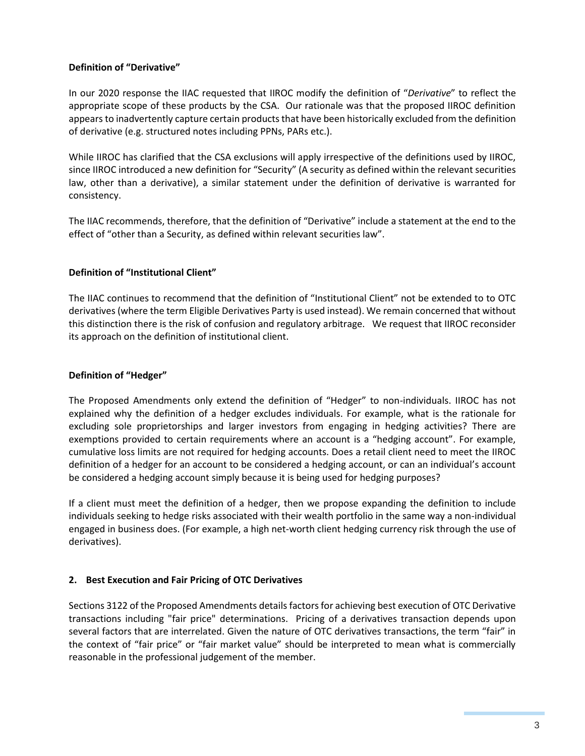**Definition of "Derivative"**

In our 2020 response the IIAC requested that IIROC modify the definition of "*Derivative*" to reflect the appropriate scope of these products by the CSA. Our rationale was that the proposed IIROC definition appears to inadvertently capture certain products that have been historically excluded from the definition of derivative (e.g. structured notes including PPNs, PARs etc.).

While IIROC has clarified that the CSA exclusions will apply irrespective of the definitions used by IIROC, since IIROC introduced a new definition for "Security" (A security as defined within the relevant securities law, other than a derivative), a similar statement under the definition of derivative is warranted for consistency.

The IIAC recommends, therefore, that the definition of "Derivative" include a statement at the end to the effect of "other than a Security, as defined within relevant securities law".

**Definition of "Institutional Client"**

The IIAC continues to recommend that the definition of "Institutional Client" not be extended to to OTC derivatives (where the term Eligible Derivatives Party is used instead). We remain concerned that without this distinction there is the risk of confusion and regulatory arbitrage. We request that IIROC reconsider its approach on the definition of institutional client.

**Definition of "Hedger"**

The Proposed Amendments only extend the definition of "Hedger" to non-individuals. IIROC has not explained why the definition of a hedger excludes individuals. For example, what is the rationale for excluding sole proprietorships and larger investors from engaging in hedging activities? There are exemptions provided to certain requirements where an account is a "hedging account". For example, cumulative loss limits are not required for hedging accounts. Does a retail client need to meet the IIROC definition of a hedger for an account to be considered a hedging account, or can an individual's account be considered a hedging account simply because it is being used for hedging purposes?

If a client must meet the definition of a hedger, then we propose expanding the definition to include individuals seeking to hedge risks associated with their wealth portfolio in the same way a non-individual engaged in business does. (For example, a high net-worth client hedging currency risk through the use of derivatives).

## 2. Best Execution and Fair Pricing of OTC Derivatives

Sections 3122 of the Proposed Amendments details factors for achieving best execution of OTC Derivative transactions including "fair price" determinations. Pricing of a derivatives transaction depends upon several factors that are interrelated. Given the nature of OTC derivatives transactions, the term "fair" in the context of "fair price" or "fair market value" should be interpreted to mean what is commercially reasonable in the professional judgement of the member.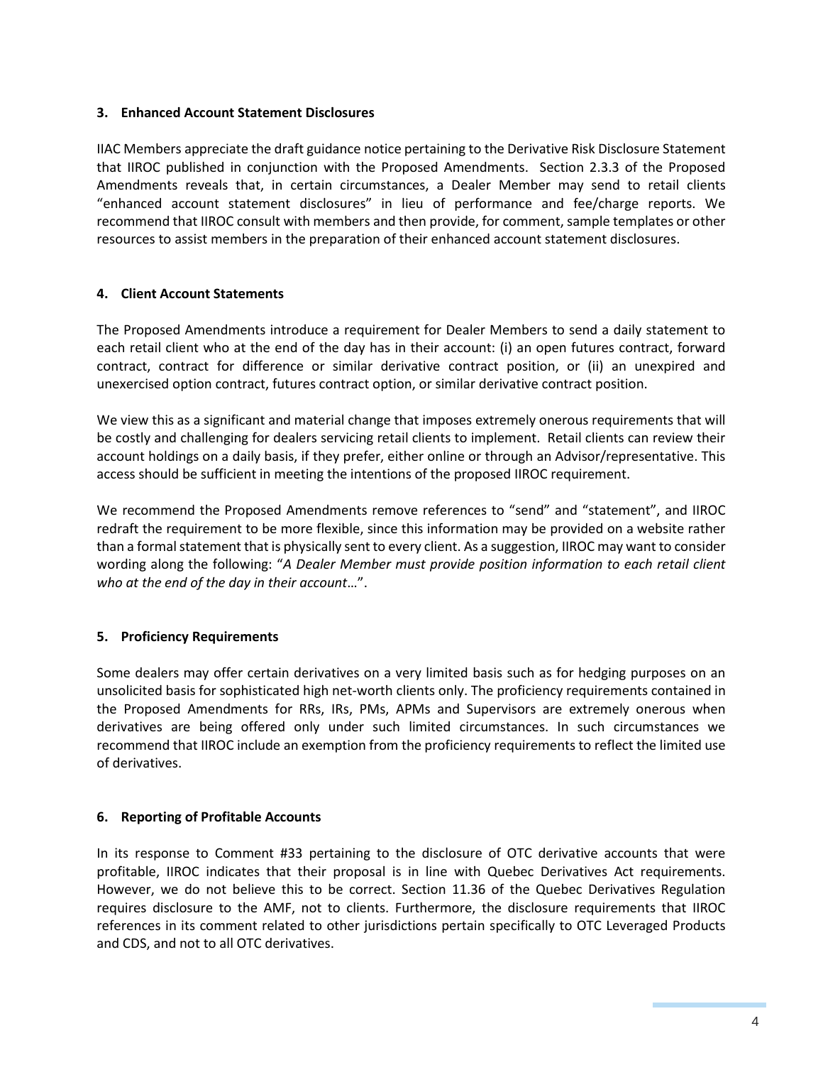**3. Enhanced Account Statement Disclosures**

IIAC Members appreciate the draft guidance notice pertaining to the Derivative Risk Disclosure Statement that IIROC published in conjunction with the Proposed Amendments. Section 2.3.3 of the Proposed Amendments reveals that, in certain circumstances, a Dealer Member may send to retail clients "enhanced account statement disclosures" in lieu of performance and fee/charge reports. We recommend that IIROC consult with members and then provide, for comment, sample templates or other resources to assist members in the preparation of their enhanced account statement disclosures.

**4. Client Account Statements**

The Proposed Amendments introduce a requirement for Dealer Members to send a daily statement to each retail client who at the end of the day has in their account: (i) an open futures contract, forward contract, contract for difference or similar derivative contract position, or (ii) an unexpired and unexercised option contract, futures contract option, or similar derivative contract position.

We view this as a significant and material change that imposes extremely onerous requirements that will be costly and challenging for dealers servicing retail clients to implement. Retail clients can review their account holdings on a daily basis, if they prefer, either online or through an Advisor/representative. This access should be sufficient in meeting the intentions of the proposed IIROC requirement.

We recommend the Proposed Amendments remove references to "send" and "statement", and IIROC redraft the requirement to be more flexible, since this information may be provided on a website rather than a formal statement that is physically sent to every client. As a suggestion, IIROC may want to consider wording along the following: "*A Dealer Member must provide position information to each retail client who at the end of the day in their account*…".

**5. Proficiency Requirements**

Some dealers may offer certain derivatives on a very limited basis such as for hedging purposes on an unsolicited basis for sophisticated high net-worth clients only. The proficiency requirements contained in the Proposed Amendments for RRs, IRs, PMs, APMs and Supervisors are extremely onerous when derivatives are being offered only under such limited circumstances. In such circumstances we recommend that IIROC include an exemption from the proficiency requirements to reflect the limited use of derivatives.

**6. Reporting of Profitable Accounts**

In its response to Comment #33 pertaining to the disclosure of OTC derivative accounts that were profitable, IIROC indicates that their proposal is in line with Quebec Derivatives Act requirements. However, we do not believe this to be correct. Section 11.36 of the Quebec Derivatives Regulation requires disclosure to the AMF, not to clients. Furthermore, the disclosure requirements that IIROC references in its comment related to other jurisdictions pertain specifically to OTC Leveraged Products and CDS, and not to all OTC derivatives.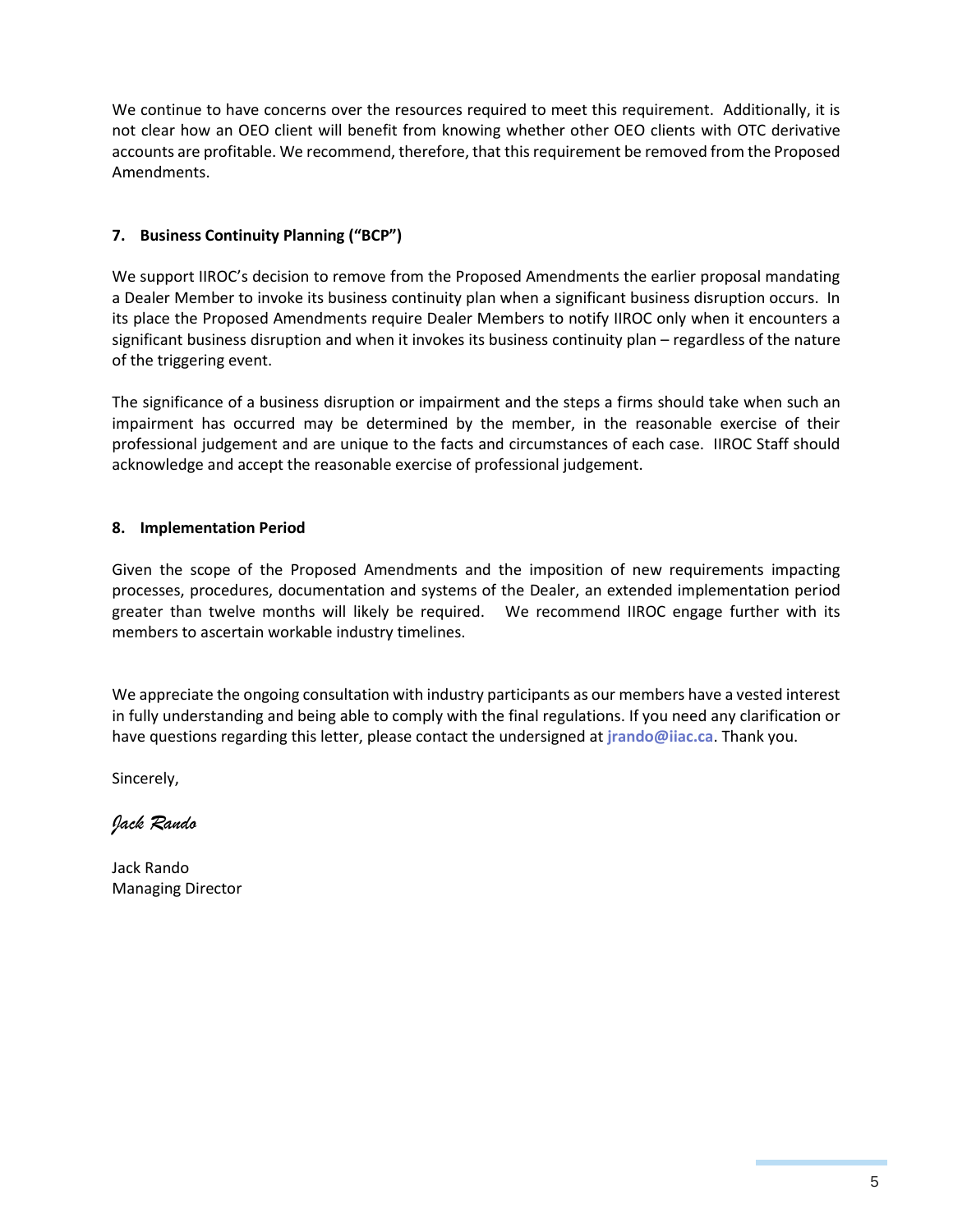We continue to have concerns over the resources required to meet this requirement. Additionally, it is not clear how an OEO client will benefit from knowing whether other OEO clients with OTC derivative accounts are profitable. We recommend, therefore, that this requirement be removed from the Proposed Amendments.

**7. Business Continuity Planning ("BCP")**

We support IIROC's decision to remove from the Proposed Amendments the earlier proposal mandating a Dealer Member to invoke its business continuity plan when a significant business disruption occurs. In its place the Proposed Amendments require Dealer Members to notify IIROC only when it encounters a significant business disruption and when it invokes its business continuity plan – regardless of the nature of the triggering event.

The significance of a business disruption or impairment and the steps a firms should take when such an impairment has occurred may be determined by the member, in the reasonable exercise of their professional judgement and are unique to the facts and circumstances of each case. IIROC Staff should acknowledge and accept the reasonable exercise of professional judgement.

**8. Implementation Period**

Given the scope of the Proposed Amendments and the imposition of new requirements impacting processes, procedures, documentation and systems of the Dealer, an extended implementation period greater than twelve months will likely be required. We recommend IIROC engage further with its members to ascertain workable industry timelines.

We appreciate the ongoing consultation with industry participants as our members have a vested interest in fully understanding and being able to comply with the final regulations. If you need any clarification or have questions regarding this letter, please contact the undersigned at **jrando@iiac.ca**. Thank you.

Sincerely,

*Jack Rando*

Jack Rando
Managing Director